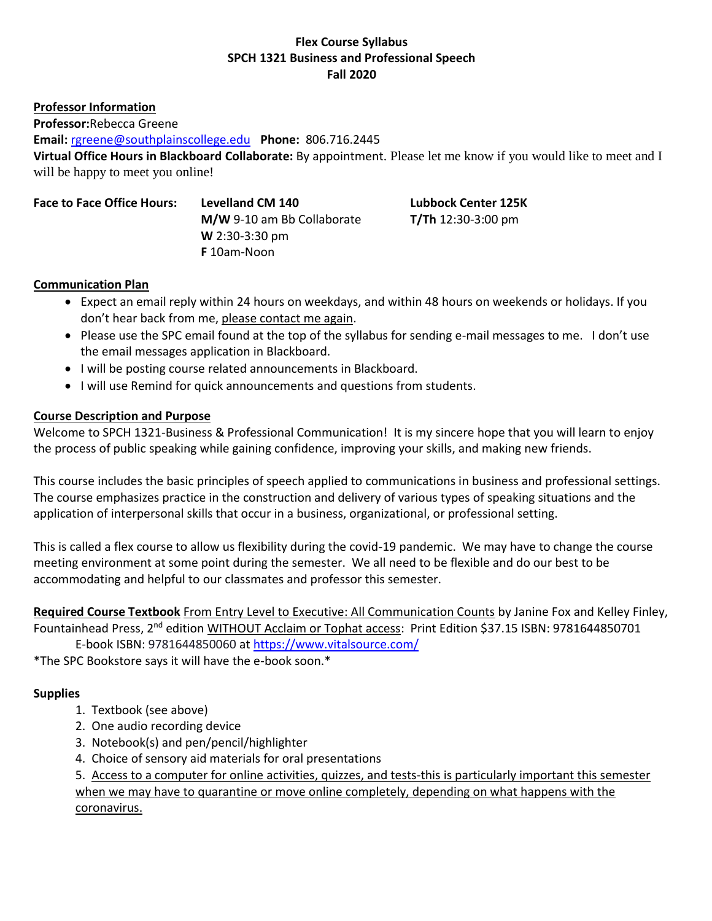**Flex Course Syllabus**
**SPCH 1321 Business and Professional Speech**
**Fall 2020**

**Professor Information**

**Professor:** Rebecca Greene

**Email:** rgreene@southplainscollege.edu **Phone:** 806.716.2445

**Virtual Office Hours in Blackboard Collaborate:** By appointment. Please let me know if you would like to meet and I will be happy to meet you online!

| **Face to Face Office Hours:** | **Levelland CM 140** | **Lubbock Center 125K** |
|---|---|---|
| | **M/W** 9-10 am Bb Collaborate | **T/Th** 12:30-3:00 pm |
| | **W** 2:30-3:30 pm | |
| | **F** 10am-Noon | |

**Communication Plan**

- Expect an email reply within 24 hours on weekdays, and within 48 hours on weekends or holidays. If you don't hear back from me, please contact me again.
- Please use the SPC email found at the top of the syllabus for sending e-mail messages to me. I don't use the email messages application in Blackboard.
- I will be posting course related announcements in Blackboard.
- I will use Remind for quick announcements and questions from students.

**Course Description and Purpose**

Welcome to SPCH 1321-Business & Professional Communication! It is my sincere hope that you will learn to enjoy the process of public speaking while gaining confidence, improving your skills, and making new friends.

This course includes the basic principles of speech applied to communications in business and professional settings. The course emphasizes practice in the construction and delivery of various types of speaking situations and the application of interpersonal skills that occur in a business, organizational, or professional setting.

This is called a flex course to allow us flexibility during the covid-19 pandemic. We may have to change the course meeting environment at some point during the semester. We all need to be flexible and do our best to be accommodating and helpful to our classmates and professor this semester.

**Required Course Textbook** From Entry Level to Executive: All Communication Counts by Janine Fox and Kelley Finley, Fountainhead Press, 2nd edition WITHOUT Acclaim or Tophat access: Print Edition $37.15 ISBN: 9781644850701
E-book ISBN: 9781644850060 at https://www.vitalsource.com/

*The SPC Bookstore says it will have the e-book soon.*

**Supplies**

1. Textbook (see above)
2. One audio recording device
3. Notebook(s) and pen/pencil/highlighter
4. Choice of sensory aid materials for oral presentations
5. Access to a computer for online activities, quizzes, and tests-this is particularly important this semester when we may have to quarantine or move online completely, depending on what happens with the coronavirus.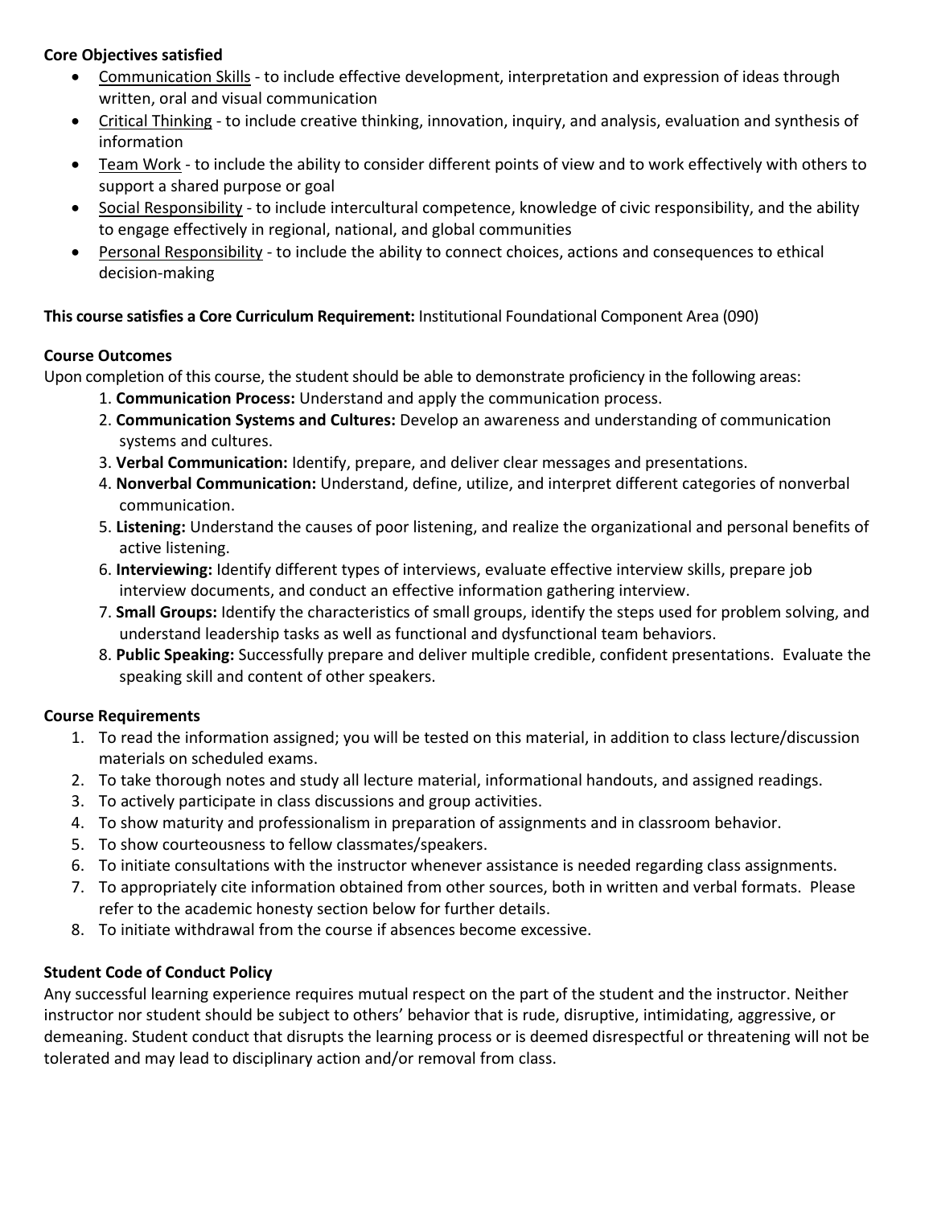**Core Objectives satisfied**

- Communication Skills - to include effective development, interpretation and expression of ideas through written, oral and visual communication
- Critical Thinking - to include creative thinking, innovation, inquiry, and analysis, evaluation and synthesis of information
- Team Work - to include the ability to consider different points of view and to work effectively with others to support a shared purpose or goal
- Social Responsibility - to include intercultural competence, knowledge of civic responsibility, and the ability to engage effectively in regional, national, and global communities
- Personal Responsibility - to include the ability to connect choices, actions and consequences to ethical decision-making

**This course satisfies a Core Curriculum Requirement:** Institutional Foundational Component Area (090)

**Course Outcomes**

Upon completion of this course, the student should be able to demonstrate proficiency in the following areas:

1. **Communication Process:** Understand and apply the communication process.
2. **Communication Systems and Cultures:** Develop an awareness and understanding of communication systems and cultures.
3. **Verbal Communication:** Identify, prepare, and deliver clear messages and presentations.
4. **Nonverbal Communication:** Understand, define, utilize, and interpret different categories of nonverbal communication.
5. **Listening:** Understand the causes of poor listening, and realize the organizational and personal benefits of active listening.
6. **Interviewing:** Identify different types of interviews, evaluate effective interview skills, prepare job interview documents, and conduct an effective information gathering interview.
7. **Small Groups:** Identify the characteristics of small groups, identify the steps used for problem solving, and understand leadership tasks as well as functional and dysfunctional team behaviors.
8. **Public Speaking:** Successfully prepare and deliver multiple credible, confident presentations. Evaluate the speaking skill and content of other speakers.

**Course Requirements**

1. To read the information assigned; you will be tested on this material, in addition to class lecture/discussion materials on scheduled exams.
2. To take thorough notes and study all lecture material, informational handouts, and assigned readings.
3. To actively participate in class discussions and group activities.
4. To show maturity and professionalism in preparation of assignments and in classroom behavior.
5. To show courteousness to fellow classmates/speakers.
6. To initiate consultations with the instructor whenever assistance is needed regarding class assignments.
7. To appropriately cite information obtained from other sources, both in written and verbal formats. Please refer to the academic honesty section below for further details.
8. To initiate withdrawal from the course if absences become excessive.

**Student Code of Conduct Policy**

Any successful learning experience requires mutual respect on the part of the student and the instructor. Neither instructor nor student should be subject to others' behavior that is rude, disruptive, intimidating, aggressive, or demeaning. Student conduct that disrupts the learning process or is deemed disrespectful or threatening will not be tolerated and may lead to disciplinary action and/or removal from class.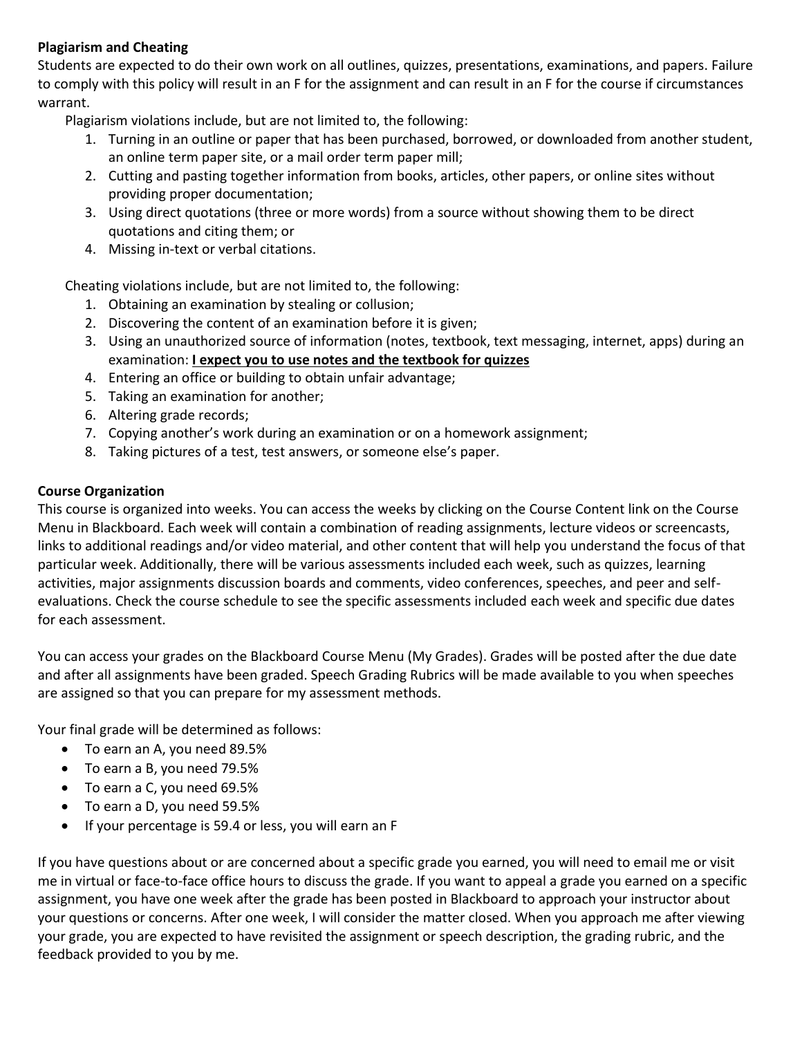**Plagiarism and Cheating**

Students are expected to do their own work on all outlines, quizzes, presentations, examinations, and papers. Failure to comply with this policy will result in an F for the assignment and can result in an F for the course if circumstances warrant.

Plagiarism violations include, but are not limited to, the following:

1. Turning in an outline or paper that has been purchased, borrowed, or downloaded from another student, an online term paper site, or a mail order term paper mill;
2. Cutting and pasting together information from books, articles, other papers, or online sites without providing proper documentation;
3. Using direct quotations (three or more words) from a source without showing them to be direct quotations and citing them; or
4. Missing in-text or verbal citations.

Cheating violations include, but are not limited to, the following:

1. Obtaining an examination by stealing or collusion;
2. Discovering the content of an examination before it is given;
3. Using an unauthorized source of information (notes, textbook, text messaging, internet, apps) during an examination: **<u>I expect you to use notes and the textbook for quizzes</u>**
4. Entering an office or building to obtain unfair advantage;
5. Taking an examination for another;
6. Altering grade records;
7. Copying another's work during an examination or on a homework assignment;
8. Taking pictures of a test, test answers, or someone else's paper.

**Course Organization**

This course is organized into weeks. You can access the weeks by clicking on the Course Content link on the Course Menu in Blackboard. Each week will contain a combination of reading assignments, lecture videos or screencasts, links to additional readings and/or video material, and other content that will help you understand the focus of that particular week. Additionally, there will be various assessments included each week, such as quizzes, learning activities, major assignments discussion boards and comments, video conferences, speeches, and peer and self-evaluations. Check the course schedule to see the specific assessments included each week and specific due dates for each assessment.

You can access your grades on the Blackboard Course Menu (My Grades). Grades will be posted after the due date and after all assignments have been graded. Speech Grading Rubrics will be made available to you when speeches are assigned so that you can prepare for my assessment methods.

Your final grade will be determined as follows:

- To earn an A, you need 89.5%
- To earn a B, you need 79.5%
- To earn a C, you need 69.5%
- To earn a D, you need 59.5%
- If your percentage is 59.4 or less, you will earn an F

If you have questions about or are concerned about a specific grade you earned, you will need to email me or visit me in virtual or face-to-face office hours to discuss the grade. If you want to appeal a grade you earned on a specific assignment, you have one week after the grade has been posted in Blackboard to approach your instructor about your questions or concerns. After one week, I will consider the matter closed. When you approach me after viewing your grade, you are expected to have revisited the assignment or speech description, the grading rubric, and the feedback provided to you by me.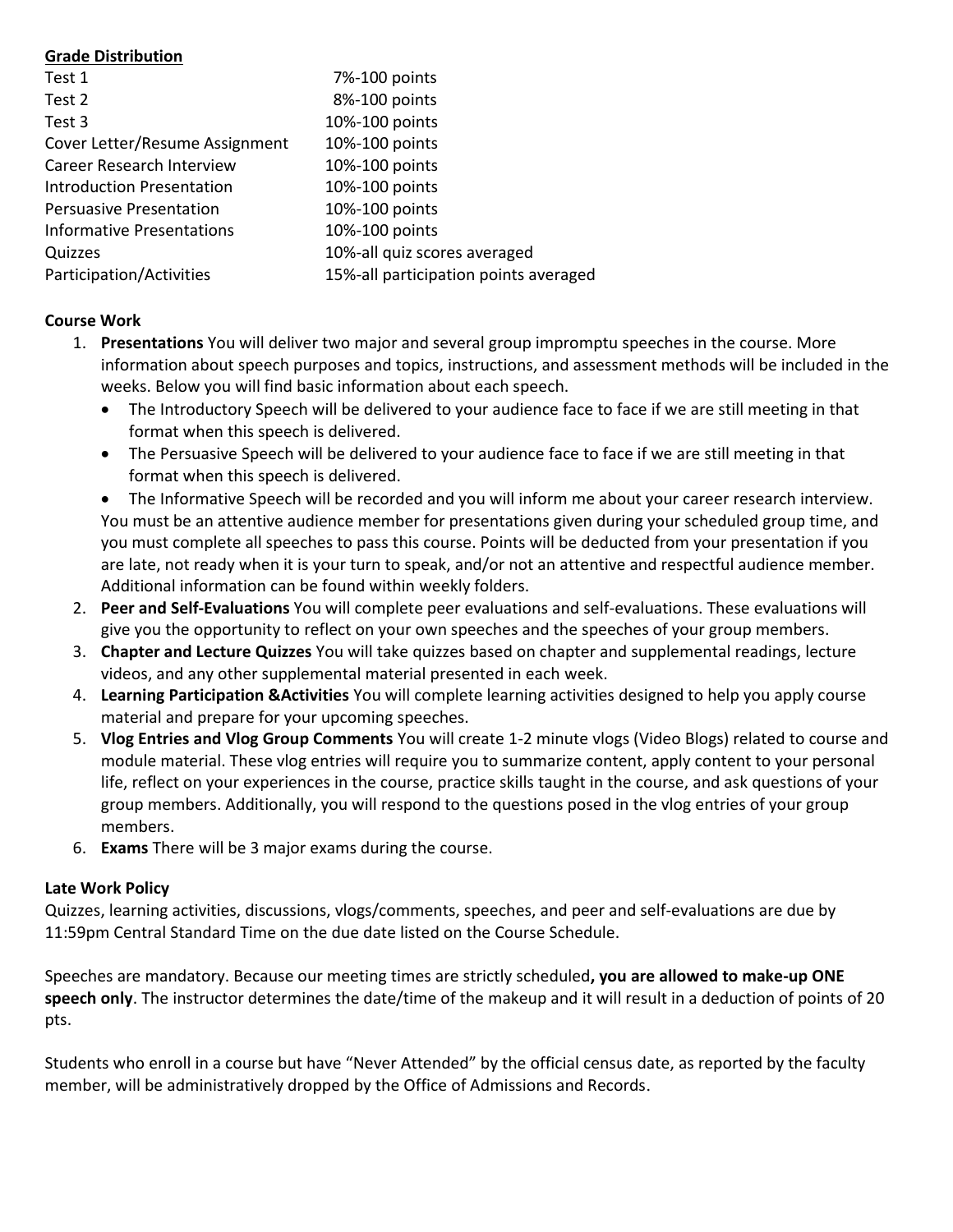**Grade Distribution**

| | |
|---|---|
| Test 1 | 7%-100 points |
| Test 2 | 8%-100 points |
| Test 3 | 10%-100 points |
| Cover Letter/Resume Assignment | 10%-100 points |
| Career Research Interview | 10%-100 points |
| Introduction Presentation | 10%-100 points |
| Persuasive Presentation | 10%-100 points |
| Informative Presentations | 10%-100 points |
| Quizzes | 10%-all quiz scores averaged |
| Participation/Activities | 15%-all participation points averaged |

**Course Work**

1. **Presentations** You will deliver two major and several group impromptu speeches in the course. More information about speech purposes and topics, instructions, and assessment methods will be included in the weeks. Below you will find basic information about each speech.
   - The Introductory Speech will be delivered to your audience face to face if we are still meeting in that format when this speech is delivered.
   - The Persuasive Speech will be delivered to your audience face to face if we are still meeting in that format when this speech is delivered.
   - The Informative Speech will be recorded and you will inform me about your career research interview.

   You must be an attentive audience member for presentations given during your scheduled group time, and you must complete all speeches to pass this course. Points will be deducted from your presentation if you are late, not ready when it is your turn to speak, and/or not an attentive and respectful audience member. Additional information can be found within weekly folders.
2. **Peer and Self-Evaluations** You will complete peer evaluations and self-evaluations. These evaluations will give you the opportunity to reflect on your own speeches and the speeches of your group members.
3. **Chapter and Lecture Quizzes** You will take quizzes based on chapter and supplemental readings, lecture videos, and any other supplemental material presented in each week.
4. **Learning Participation &Activities** You will complete learning activities designed to help you apply course material and prepare for your upcoming speeches.
5. **Vlog Entries and Vlog Group Comments** You will create 1-2 minute vlogs (Video Blogs) related to course and module material. These vlog entries will require you to summarize content, apply content to your personal life, reflect on your experiences in the course, practice skills taught in the course, and ask questions of your group members. Additionally, you will respond to the questions posed in the vlog entries of your group members.
6. **Exams** There will be 3 major exams during the course.

**Late Work Policy**

Quizzes, learning activities, discussions, vlogs/comments, speeches, and peer and self-evaluations are due by 11:59pm Central Standard Time on the due date listed on the Course Schedule.

Speeches are mandatory. Because our meeting times are strictly scheduled**, you are allowed to make-up ONE speech only**. The instructor determines the date/time of the makeup and it will result in a deduction of points of 20 pts.

Students who enroll in a course but have "Never Attended" by the official census date, as reported by the faculty member, will be administratively dropped by the Office of Admissions and Records.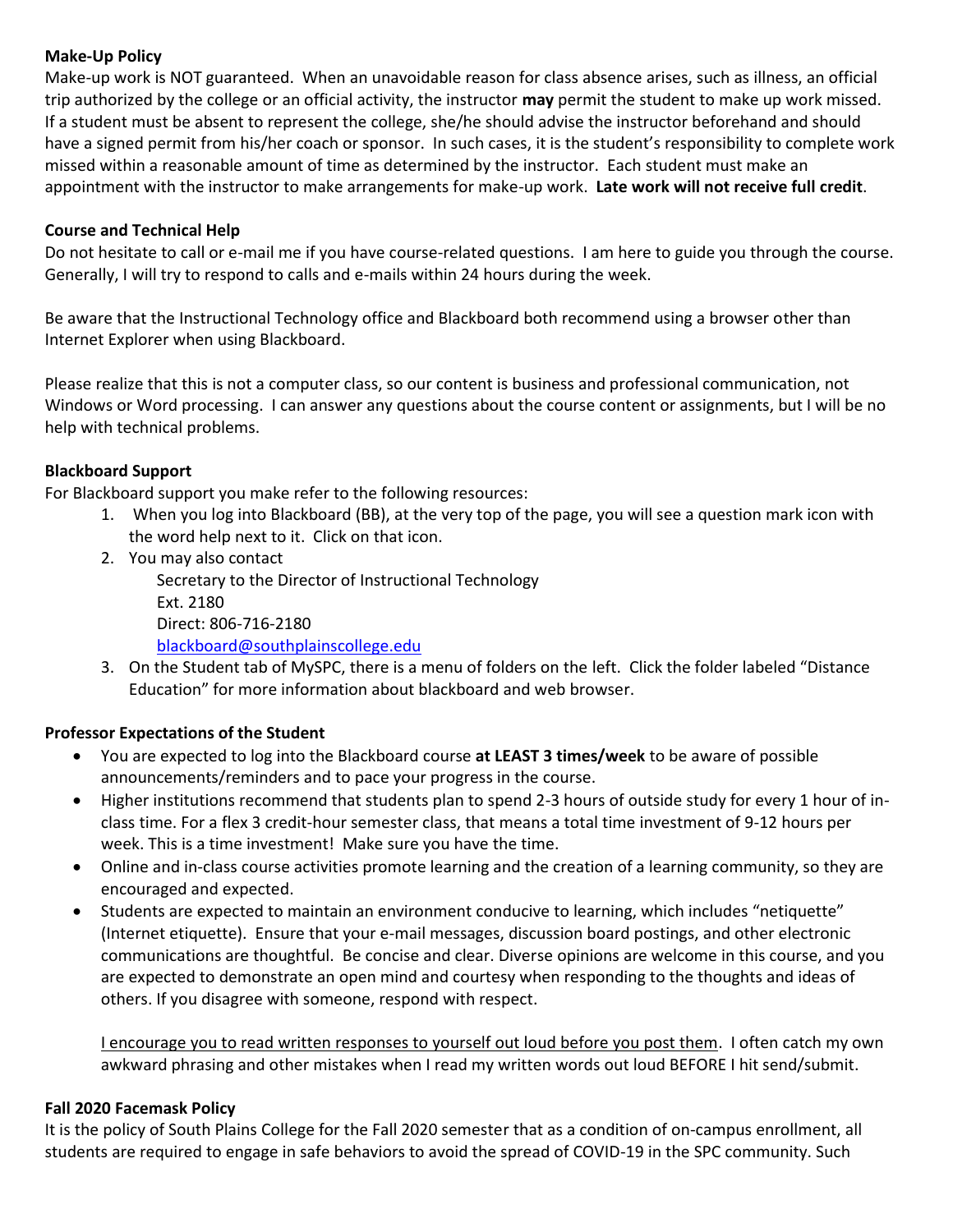**Make-Up Policy**

Make-up work is NOT guaranteed. When an unavoidable reason for class absence arises, such as illness, an official trip authorized by the college or an official activity, the instructor **may** permit the student to make up work missed. If a student must be absent to represent the college, she/he should advise the instructor beforehand and should have a signed permit from his/her coach or sponsor. In such cases, it is the student's responsibility to complete work missed within a reasonable amount of time as determined by the instructor. Each student must make an appointment with the instructor to make arrangements for make-up work. **Late work will not receive full credit**.

**Course and Technical Help**

Do not hesitate to call or e-mail me if you have course-related questions. I am here to guide you through the course. Generally, I will try to respond to calls and e-mails within 24 hours during the week.

Be aware that the Instructional Technology office and Blackboard both recommend using a browser other than Internet Explorer when using Blackboard.

Please realize that this is not a computer class, so our content is business and professional communication, not Windows or Word processing. I can answer any questions about the course content or assignments, but I will be no help with technical problems.

**Blackboard Support**

For Blackboard support you make refer to the following resources:

1. When you log into Blackboard (BB), at the very top of the page, you will see a question mark icon with the word help next to it. Click on that icon.
2. You may also contact
   Secretary to the Director of Instructional Technology
   Ext. 2180
   Direct: 806-716-2180
   blackboard@southplainscollege.edu
3. On the Student tab of MySPC, there is a menu of folders on the left. Click the folder labeled "Distance Education" for more information about blackboard and web browser.

**Professor Expectations of the Student**

- You are expected to log into the Blackboard course **at LEAST 3 times/week** to be aware of possible announcements/reminders and to pace your progress in the course.
- Higher institutions recommend that students plan to spend 2-3 hours of outside study for every 1 hour of in-class time. For a flex 3 credit-hour semester class, that means a total time investment of 9-12 hours per week. This is a time investment! Make sure you have the time.
- Online and in-class course activities promote learning and the creation of a learning community, so they are encouraged and expected.
- Students are expected to maintain an environment conducive to learning, which includes "netiquette" (Internet etiquette). Ensure that your e-mail messages, discussion board postings, and other electronic communications are thoughtful. Be concise and clear. Diverse opinions are welcome in this course, and you are expected to demonstrate an open mind and courtesy when responding to the thoughts and ideas of others. If you disagree with someone, respond with respect.

  <u>I encourage you to read written responses to yourself out loud before you post them</u>. I often catch my own awkward phrasing and other mistakes when I read my written words out loud BEFORE I hit send/submit.

**Fall 2020 Facemask Policy**

It is the policy of South Plains College for the Fall 2020 semester that as a condition of on-campus enrollment, all students are required to engage in safe behaviors to avoid the spread of COVID-19 in the SPC community. Such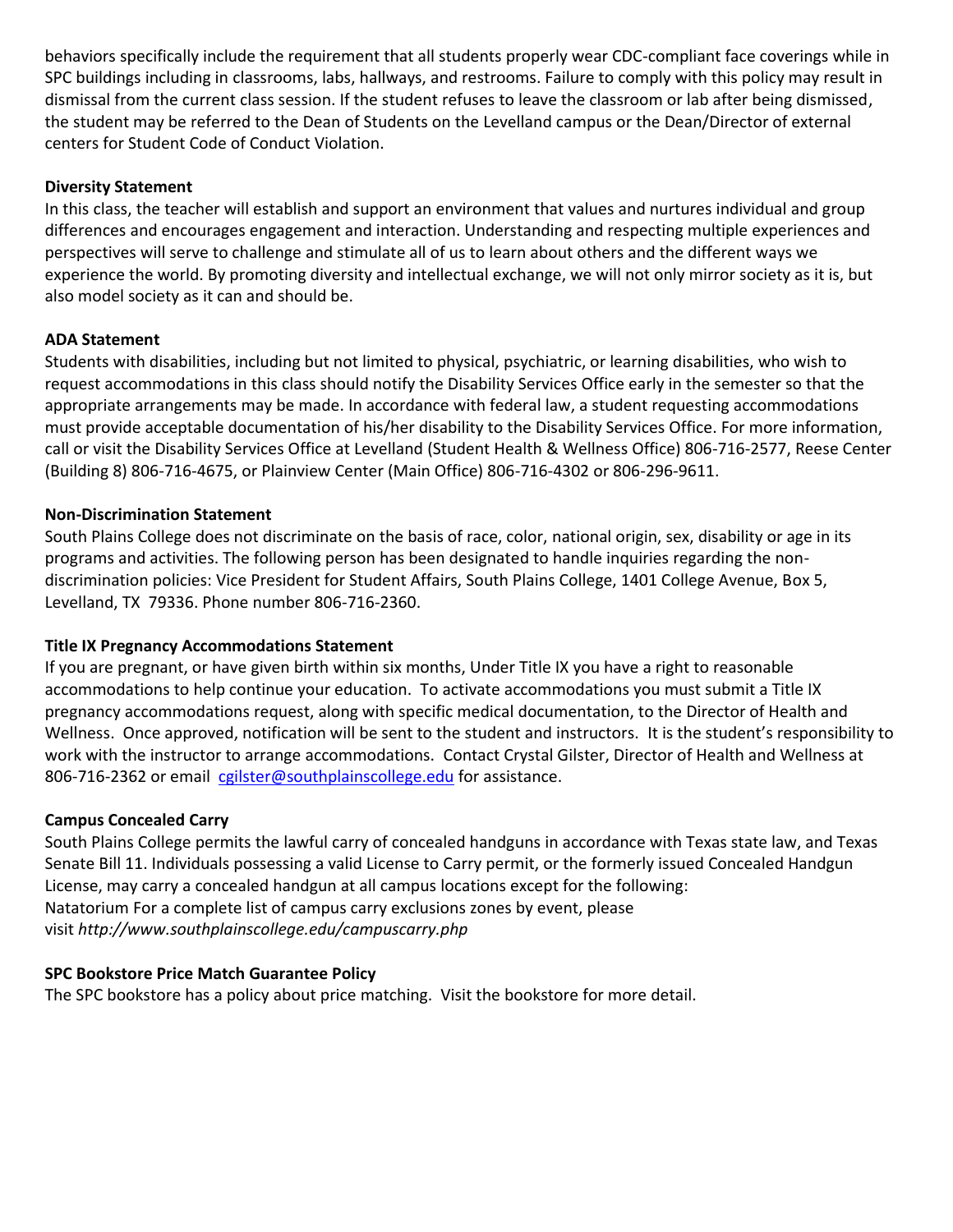behaviors specifically include the requirement that all students properly wear CDC-compliant face coverings while in SPC buildings including in classrooms, labs, hallways, and restrooms. Failure to comply with this policy may result in dismissal from the current class session. If the student refuses to leave the classroom or lab after being dismissed, the student may be referred to the Dean of Students on the Levelland campus or the Dean/Director of external centers for Student Code of Conduct Violation.

**Diversity Statement**

In this class, the teacher will establish and support an environment that values and nurtures individual and group differences and encourages engagement and interaction. Understanding and respecting multiple experiences and perspectives will serve to challenge and stimulate all of us to learn about others and the different ways we experience the world. By promoting diversity and intellectual exchange, we will not only mirror society as it is, but also model society as it can and should be.

**ADA Statement**

Students with disabilities, including but not limited to physical, psychiatric, or learning disabilities, who wish to request accommodations in this class should notify the Disability Services Office early in the semester so that the appropriate arrangements may be made. In accordance with federal law, a student requesting accommodations must provide acceptable documentation of his/her disability to the Disability Services Office. For more information, call or visit the Disability Services Office at Levelland (Student Health & Wellness Office) 806-716-2577, Reese Center (Building 8) 806-716-4675, or Plainview Center (Main Office) 806-716-4302 or 806-296-9611.

**Non-Discrimination Statement**

South Plains College does not discriminate on the basis of race, color, national origin, sex, disability or age in its programs and activities. The following person has been designated to handle inquiries regarding the non-discrimination policies: Vice President for Student Affairs, South Plains College, 1401 College Avenue, Box 5, Levelland, TX 79336. Phone number 806-716-2360.

**Title IX Pregnancy Accommodations Statement**

If you are pregnant, or have given birth within six months, Under Title IX you have a right to reasonable accommodations to help continue your education. To activate accommodations you must submit a Title IX pregnancy accommodations request, along with specific medical documentation, to the Director of Health and Wellness. Once approved, notification will be sent to the student and instructors. It is the student's responsibility to work with the instructor to arrange accommodations. Contact Crystal Gilster, Director of Health and Wellness at 806-716-2362 or email cgilster@southplainscollege.edu for assistance.

**Campus Concealed Carry**

South Plains College permits the lawful carry of concealed handguns in accordance with Texas state law, and Texas Senate Bill 11. Individuals possessing a valid License to Carry permit, or the formerly issued Concealed Handgun License, may carry a concealed handgun at all campus locations except for the following:
Natatorium For a complete list of campus carry exclusions zones by event, please visit *http://www.southplainscollege.edu/campuscarry.php*

**SPC Bookstore Price Match Guarantee Policy**

The SPC bookstore has a policy about price matching. Visit the bookstore for more detail.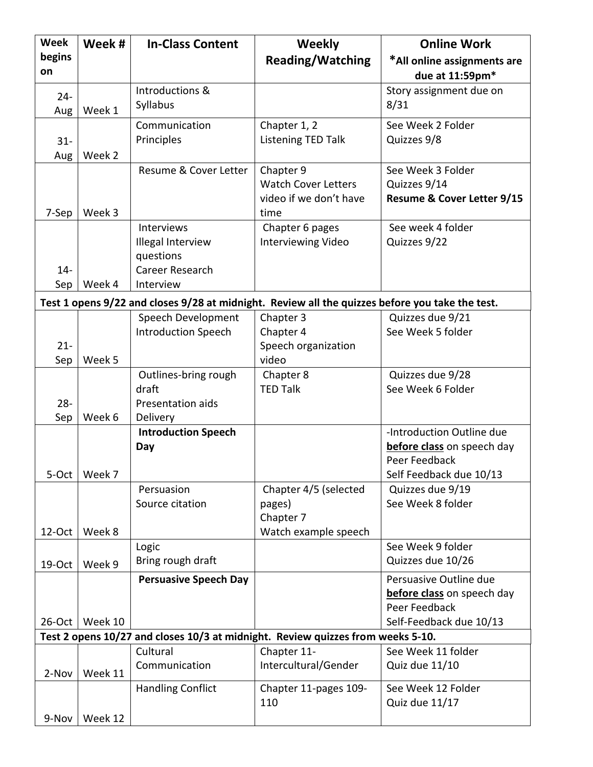| Week begins on | Week # | In-Class Content | Weekly Reading/Watching | Online Work *All online assignments are due at 11:59pm* |
|---|---|---|---|---|
| 24-Aug | Week 1 | Introductions & Syllabus | | Story assignment due on 8/31 |
| 31-Aug | Week 2 | Communication Principles | Chapter 1, 2<br>Listening TED Talk | See Week 2 Folder<br>Quizzes 9/8 |
| 7-Sep | Week 3 | Resume & Cover Letter | Chapter 9<br>Watch Cover Letters video if we don't have time | See Week 3 Folder<br>Quizzes 9/14<br>**Resume & Cover Letter 9/15** |
| 14-Sep | Week 4 | Interviews<br>Illegal Interview questions<br>Career Research Interview | Chapter 6 pages<br>Interviewing Video | See week 4 folder<br>Quizzes 9/22 |
| **Test 1 opens 9/22 and closes 9/28 at midnight. Review all the quizzes before you take the test.** | | | | |
| 21-Sep | Week 5 | Speech Development<br>Introduction Speech | Chapter 3<br>Chapter 4<br>Speech organization video | Quizzes due 9/21<br>See Week 5 folder |
| 28-Sep | Week 6 | Outlines-bring rough draft<br>Presentation aids<br>Delivery | Chapter 8<br>TED Talk | Quizzes due 9/28<br>See Week 6 Folder |
| 5-Oct | Week 7 | **Introduction Speech Day** | | -Introduction Outline due **before class** on speech day<br>Peer Feedback<br>Self Feedback due 10/13 |
| 12-Oct | Week 8 | Persuasion<br>Source citation | Chapter 4/5 (selected pages)<br>Chapter 7<br>Watch example speech | Quizzes due 9/19<br>See Week 8 folder |
| 19-Oct | Week 9 | Logic<br>Bring rough draft | | See Week 9 folder<br>Quizzes due 10/26 |
| 26-Oct | Week 10 | **Persuasive Speech Day** | | Persuasive Outline due **before class** on speech day<br>Peer Feedback<br>Self-Feedback due 10/13 |
| **Test 2 opens 10/27 and closes 10/3 at midnight. Review quizzes from weeks 5-10.** | | | | |
| 2-Nov | Week 11 | Cultural Communication | Chapter 11-Intercultural/Gender | See Week 11 folder<br>Quiz due 11/10 |
| 9-Nov | Week 12 | Handling Conflict | Chapter 11-pages 109-110 | See Week 12 Folder<br>Quiz due 11/17 |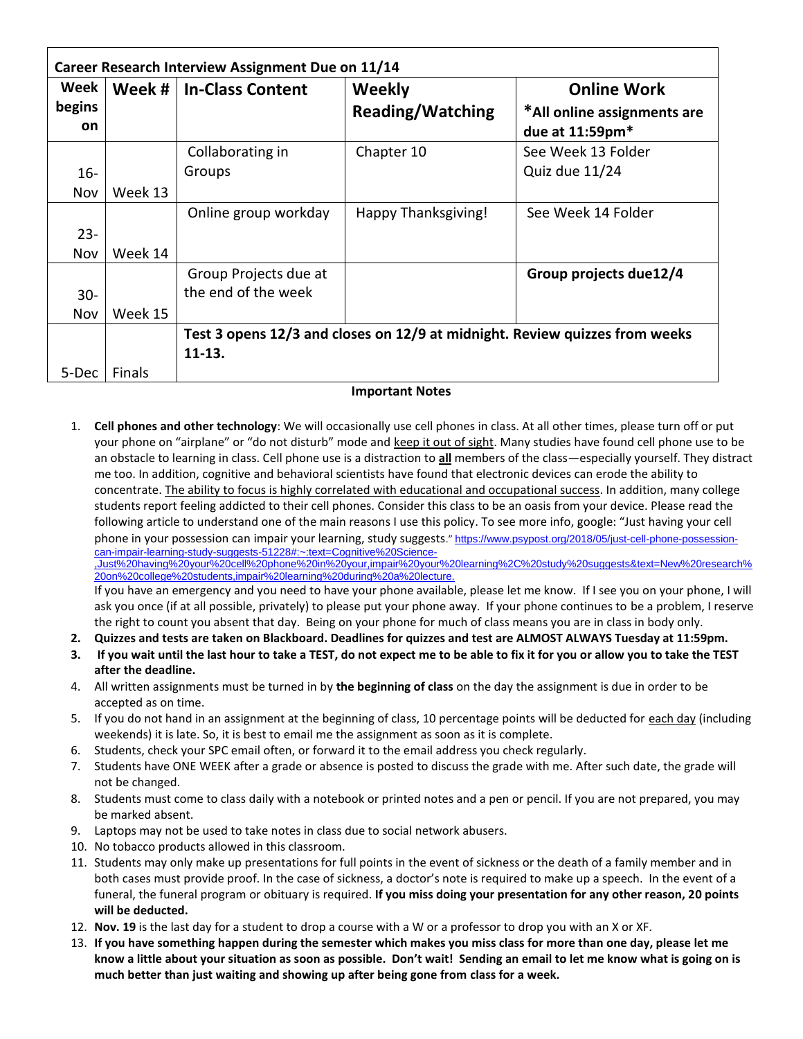| Career Research Interview Assignment Due on 11/14 | | | | |
|---|---|---|---|---|
| **Week begins on** | **Week #** | **In-Class Content** | **Weekly Reading/Watching** | **Online Work** **\*All online assignments are due at 11:59pm\*** |
| 16-Nov | Week 13 | Collaborating in Groups | Chapter 10 | See Week 13 Folder Quiz due 11/24 |
| 23-Nov | Week 14 | Online group workday | Happy Thanksgiving! | See Week 14 Folder |
| 30-Nov | Week 15 | Group Projects due at the end of the week | | **Group projects due12/4** |
| 5-Dec | Finals | **Test 3 opens 12/3 and closes on 12/9 at midnight. Review quizzes from weeks 11-13.** | | |

**Important Notes**

1. **Cell phones and other technology**: We will occasionally use cell phones in class. At all other times, please turn off or put your phone on "airplane" or "do not disturb" mode and keep it out of sight. Many studies have found cell phone use to be an obstacle to learning in class. Cell phone use is a distraction to **all** members of the class—especially yourself. They distract me too. In addition, cognitive and behavioral scientists have found that electronic devices can erode the ability to concentrate. The ability to focus is highly correlated with educational and occupational success. In addition, many college students report feeling addicted to their cell phones. Consider this class to be an oasis from your device. Please read the following article to understand one of the main reasons I use this policy. To see more info, google: "Just having your cell phone in your possession can impair your learning, study suggests." https://www.psypost.org/2018/05/just-cell-phone-possession-can-impair-learning-study-suggests-51228#:~:text=Cognitive%20Science-,Just%20having%20your%20cell%20phone%20in%20your,impair%20your%20learning%2C%20study%20suggests&text=New%20research%20on%20college%20students,impair%20learning%20during%20a%20lecture.
   If you have an emergency and you need to have your phone available, please let me know. If I see you on your phone, I will ask you once (if at all possible, privately) to please put your phone away. If your phone continues to be a problem, I reserve the right to count you absent that day. Being on your phone for much of class means you are in class in body only.
2. **Quizzes and tests are taken on Blackboard. Deadlines for quizzes and test are ALMOST ALWAYS Tuesday at 11:59pm.**
3. **If you wait until the last hour to take a TEST, do not expect me to be able to fix it for you or allow you to take the TEST after the deadline.**
4. All written assignments must be turned in by **the beginning of class** on the day the assignment is due in order to be accepted as on time.
5. If you do not hand in an assignment at the beginning of class, 10 percentage points will be deducted for each day (including weekends) it is late. So, it is best to email me the assignment as soon as it is complete.
6. Students, check your SPC email often, or forward it to the email address you check regularly.
7. Students have ONE WEEK after a grade or absence is posted to discuss the grade with me. After such date, the grade will not be changed.
8. Students must come to class daily with a notebook or printed notes and a pen or pencil. If you are not prepared, you may be marked absent.
9. Laptops may not be used to take notes in class due to social network abusers.
10. No tobacco products allowed in this classroom.
11. Students may only make up presentations for full points in the event of sickness or the death of a family member and in both cases must provide proof. In the case of sickness, a doctor's note is required to make up a speech. In the event of a funeral, the funeral program or obituary is required. **If you miss doing your presentation for any other reason, 20 points will be deducted.**
12. **Nov. 19** is the last day for a student to drop a course with a W or a professor to drop you with an X or XF.
13. **If you have something happen during the semester which makes you miss class for more than one day, please let me know a little about your situation as soon as possible. Don't wait! Sending an email to let me know what is going on is much better than just waiting and showing up after being gone from class for a week.**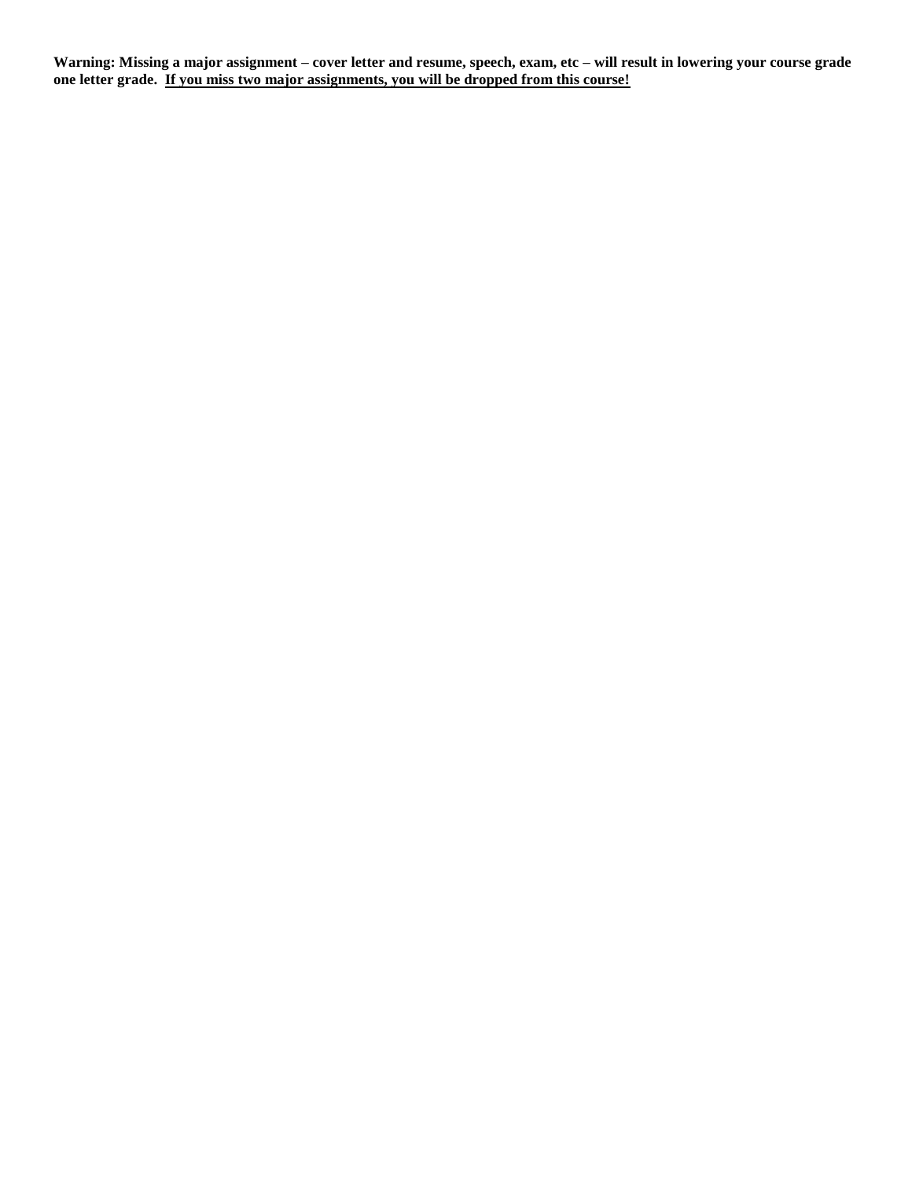**Warning: Missing a major assignment – cover letter and resume, speech, exam, etc – will result in lowering your course grade one letter grade.** <u>**If you miss two major assignments, you will be dropped from this course!**</u>